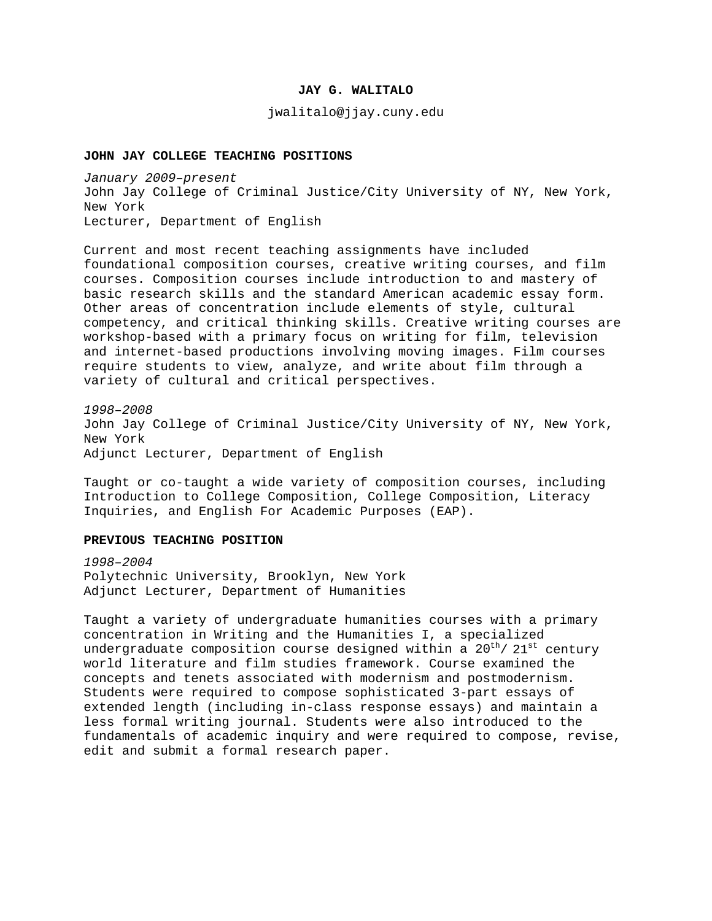# JAY G. WALITALO

jwalitalo@jjay.cuny.edu

## JOHN JAY COLLEGE TEACHING POSITIONS

*January 2009–present*
John Jay College of Criminal Justice/City University of NY, New York, New York
Lecturer, Department of English

Current and most recent teaching assignments have included foundational composition courses, creative writing courses, and film courses. Composition courses include introduction to and mastery of basic research skills and the standard American academic essay form. Other areas of concentration include elements of style, cultural competency, and critical thinking skills. Creative writing courses are workshop-based with a primary focus on writing for film, television and internet-based productions involving moving images. Film courses require students to view, analyze, and write about film through a variety of cultural and critical perspectives.

*1998–2008*
John Jay College of Criminal Justice/City University of NY, New York, New York
Adjunct Lecturer, Department of English

Taught or co-taught a wide variety of composition courses, including Introduction to College Composition, College Composition, Literacy Inquiries, and English For Academic Purposes (EAP).

## PREVIOUS TEACHING POSITION

*1998–2004*
Polytechnic University, Brooklyn, New York
Adjunct Lecturer, Department of Humanities

Taught a variety of undergraduate humanities courses with a primary concentration in Writing and the Humanities I, a specialized undergraduate composition course designed within a 20th/ 21st century world literature and film studies framework. Course examined the concepts and tenets associated with modernism and postmodernism. Students were required to compose sophisticated 3-part essays of extended length (including in-class response essays) and maintain a less formal writing journal. Students were also introduced to the fundamentals of academic inquiry and were required to compose, revise, edit and submit a formal research paper.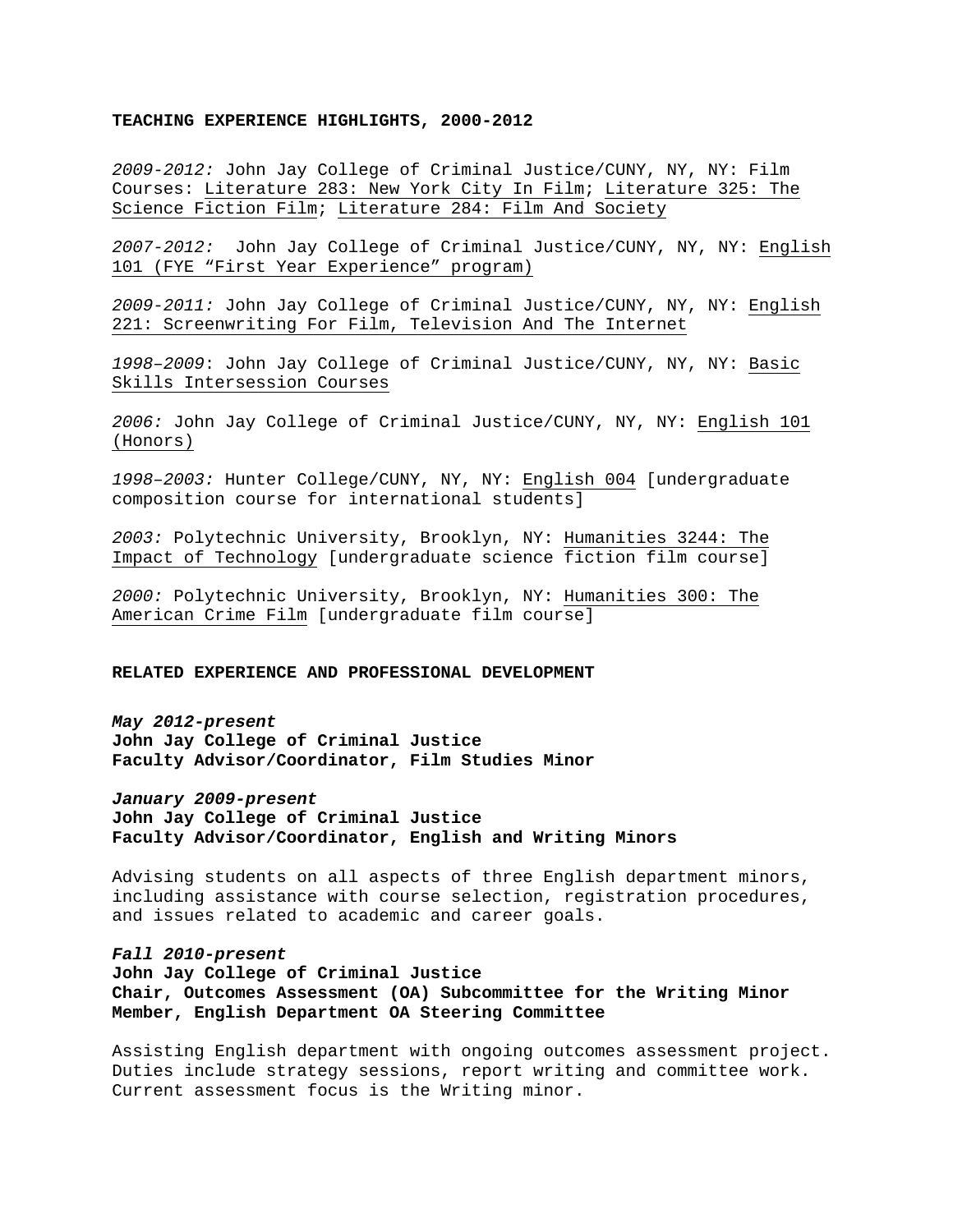## TEACHING EXPERIENCE HIGHLIGHTS, 2000-2012

*2009-2012:* John Jay College of Criminal Justice/CUNY, NY, NY: Film Courses: Literature 283: New York City In Film; Literature 325: The Science Fiction Film; Literature 284: Film And Society

*2007-2012:* John Jay College of Criminal Justice/CUNY, NY, NY: English 101 (FYE "First Year Experience" program)

*2009-2011:* John Jay College of Criminal Justice/CUNY, NY, NY: English 221: Screenwriting For Film, Television And The Internet

*1998–2009*: John Jay College of Criminal Justice/CUNY, NY, NY: Basic Skills Intersession Courses

*2006:* John Jay College of Criminal Justice/CUNY, NY, NY: English 101 (Honors)

*1998–2003:* Hunter College/CUNY, NY, NY: English 004 [undergraduate composition course for international students]

*2003:* Polytechnic University, Brooklyn, NY: Humanities 3244: The Impact of Technology [undergraduate science fiction film course]

*2000:* Polytechnic University, Brooklyn, NY: Humanities 300: The American Crime Film [undergraduate film course]

## RELATED EXPERIENCE AND PROFESSIONAL DEVELOPMENT

***May 2012-present***
**John Jay College of Criminal Justice**
**Faculty Advisor/Coordinator, Film Studies Minor**

***January 2009-present***
**John Jay College of Criminal Justice**
**Faculty Advisor/Coordinator, English and Writing Minors**

Advising students on all aspects of three English department minors, including assistance with course selection, registration procedures, and issues related to academic and career goals.

***Fall 2010-present***
**John Jay College of Criminal Justice**
**Chair, Outcomes Assessment (OA) Subcommittee for the Writing Minor**
**Member, English Department OA Steering Committee**

Assisting English department with ongoing outcomes assessment project. Duties include strategy sessions, report writing and committee work. Current assessment focus is the Writing minor.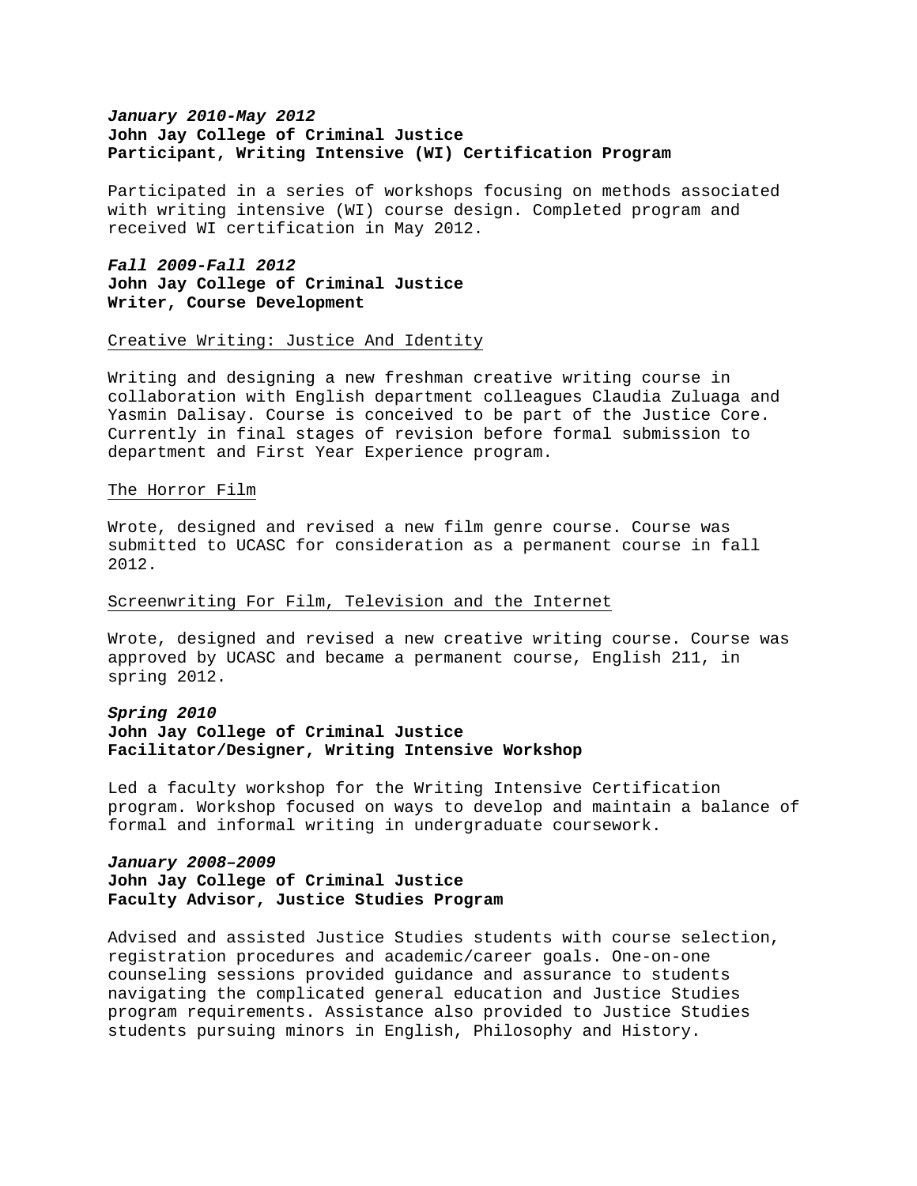***January 2010-May 2012***
**John Jay College of Criminal Justice**
**Participant, Writing Intensive (WI) Certification Program**

Participated in a series of workshops focusing on methods associated with writing intensive (WI) course design. Completed program and received WI certification in May 2012.

***Fall 2009-Fall 2012***
**John Jay College of Criminal Justice**
**Writer, Course Development**

<u>Creative Writing: Justice And Identity</u>

Writing and designing a new freshman creative writing course in collaboration with English department colleagues Claudia Zuluaga and Yasmin Dalisay. Course is conceived to be part of the Justice Core. Currently in final stages of revision before formal submission to department and First Year Experience program.

<u>The Horror Film</u>

Wrote, designed and revised a new film genre course. Course was submitted to UCASC for consideration as a permanent course in fall 2012.

<u>Screenwriting For Film, Television and the Internet</u>

Wrote, designed and revised a new creative writing course. Course was approved by UCASC and became a permanent course, English 211, in spring 2012.

***Spring 2010***
**John Jay College of Criminal Justice**
**Facilitator/Designer, Writing Intensive Workshop**

Led a faculty workshop for the Writing Intensive Certification program. Workshop focused on ways to develop and maintain a balance of formal and informal writing in undergraduate coursework.

***January 2008–2009***
**John Jay College of Criminal Justice**
**Faculty Advisor, Justice Studies Program**

Advised and assisted Justice Studies students with course selection, registration procedures and academic/career goals. One-on-one counseling sessions provided guidance and assurance to students navigating the complicated general education and Justice Studies program requirements. Assistance also provided to Justice Studies students pursuing minors in English, Philosophy and History.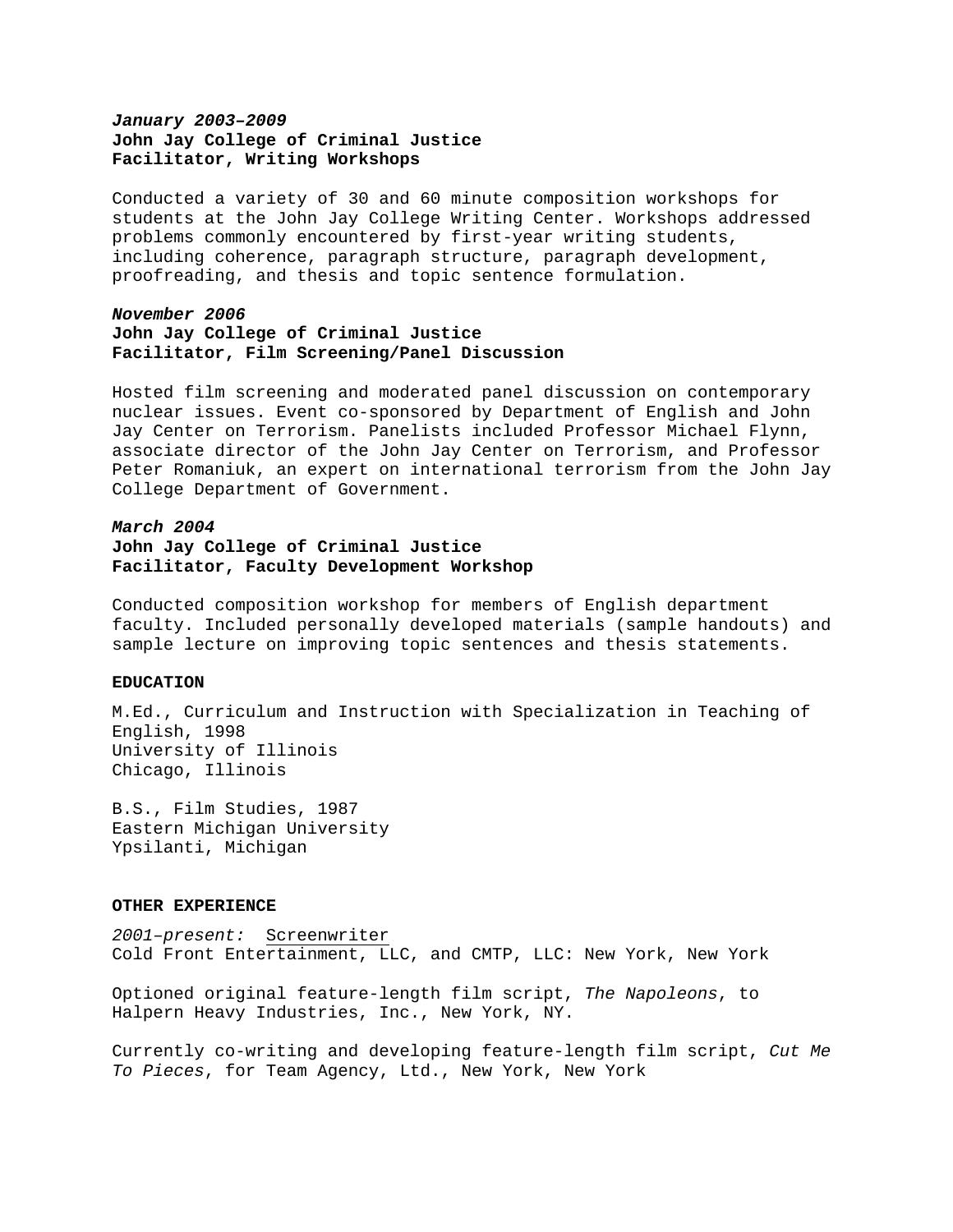***January 2003–2009***
**John Jay College of Criminal Justice**
**Facilitator, Writing Workshops**

Conducted a variety of 30 and 60 minute composition workshops for students at the John Jay College Writing Center. Workshops addressed problems commonly encountered by first-year writing students, including coherence, paragraph structure, paragraph development, proofreading, and thesis and topic sentence formulation.

***November 2006***
**John Jay College of Criminal Justice**
**Facilitator, Film Screening/Panel Discussion**

Hosted film screening and moderated panel discussion on contemporary nuclear issues. Event co-sponsored by Department of English and John Jay Center on Terrorism. Panelists included Professor Michael Flynn, associate director of the John Jay Center on Terrorism, and Professor Peter Romaniuk, an expert on international terrorism from the John Jay College Department of Government.

***March 2004***
**John Jay College of Criminal Justice**
**Facilitator, Faculty Development Workshop**

Conducted composition workshop for members of English department faculty. Included personally developed materials (sample handouts) and sample lecture on improving topic sentences and thesis statements.

**EDUCATION**

M.Ed., Curriculum and Instruction with Specialization in Teaching of English, 1998
University of Illinois
Chicago, Illinois

B.S., Film Studies, 1987
Eastern Michigan University
Ypsilanti, Michigan

**OTHER EXPERIENCE**

*2001–present:* Screenwriter
Cold Front Entertainment, LLC, and CMTP, LLC: New York, New York

Optioned original feature-length film script, *The Napoleons*, to Halpern Heavy Industries, Inc., New York, NY.

Currently co-writing and developing feature-length film script, *Cut Me To Pieces*, for Team Agency, Ltd., New York, New York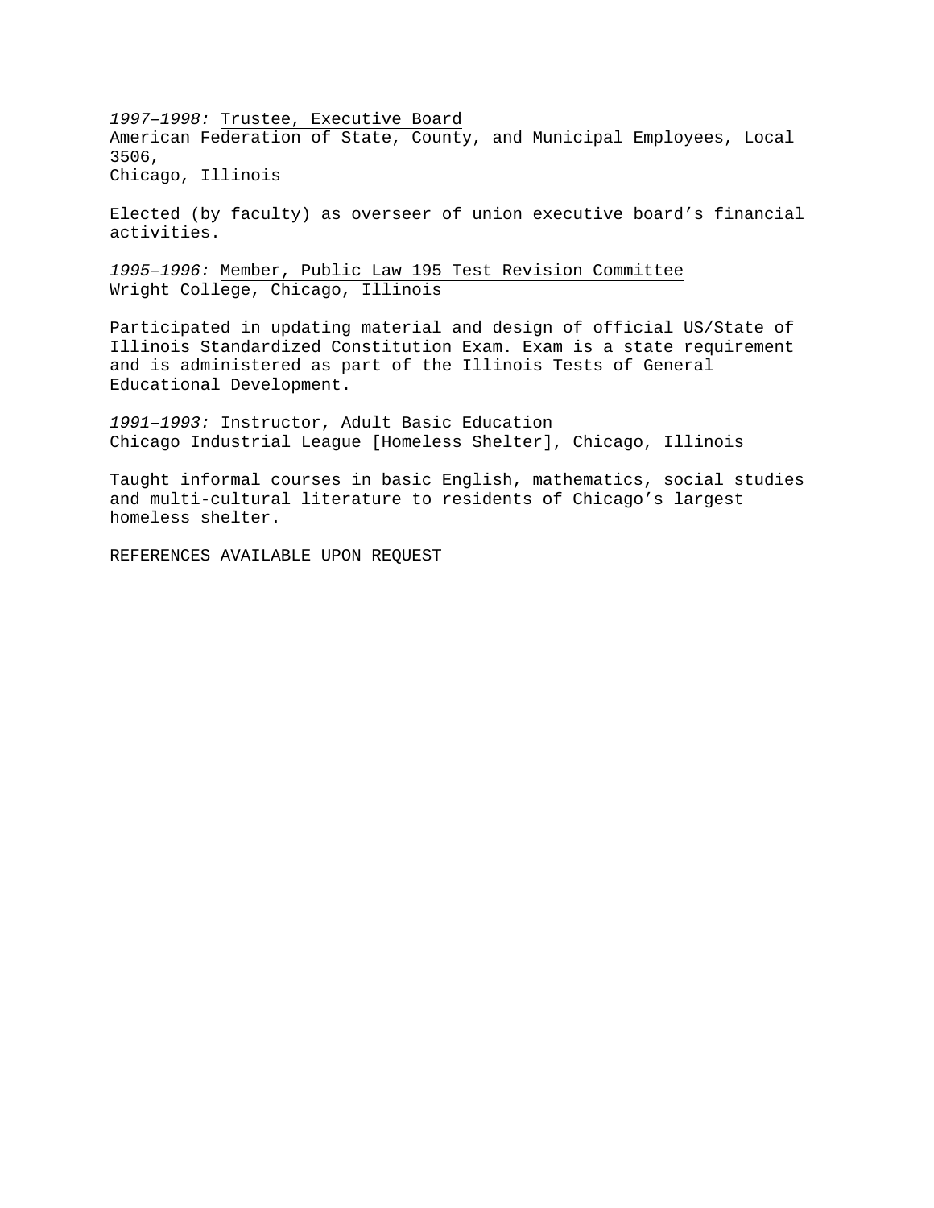*1997–1998:* Trustee, Executive Board
American Federation of State, County, and Municipal Employees, Local 3506,
Chicago, Illinois

Elected (by faculty) as overseer of union executive board's financial activities.

*1995–1996:* Member, Public Law 195 Test Revision Committee
Wright College, Chicago, Illinois

Participated in updating material and design of official US/State of Illinois Standardized Constitution Exam. Exam is a state requirement and is administered as part of the Illinois Tests of General Educational Development.

*1991–1993:* Instructor, Adult Basic Education
Chicago Industrial League [Homeless Shelter], Chicago, Illinois

Taught informal courses in basic English, mathematics, social studies and multi-cultural literature to residents of Chicago's largest homeless shelter.

REFERENCES AVAILABLE UPON REQUEST